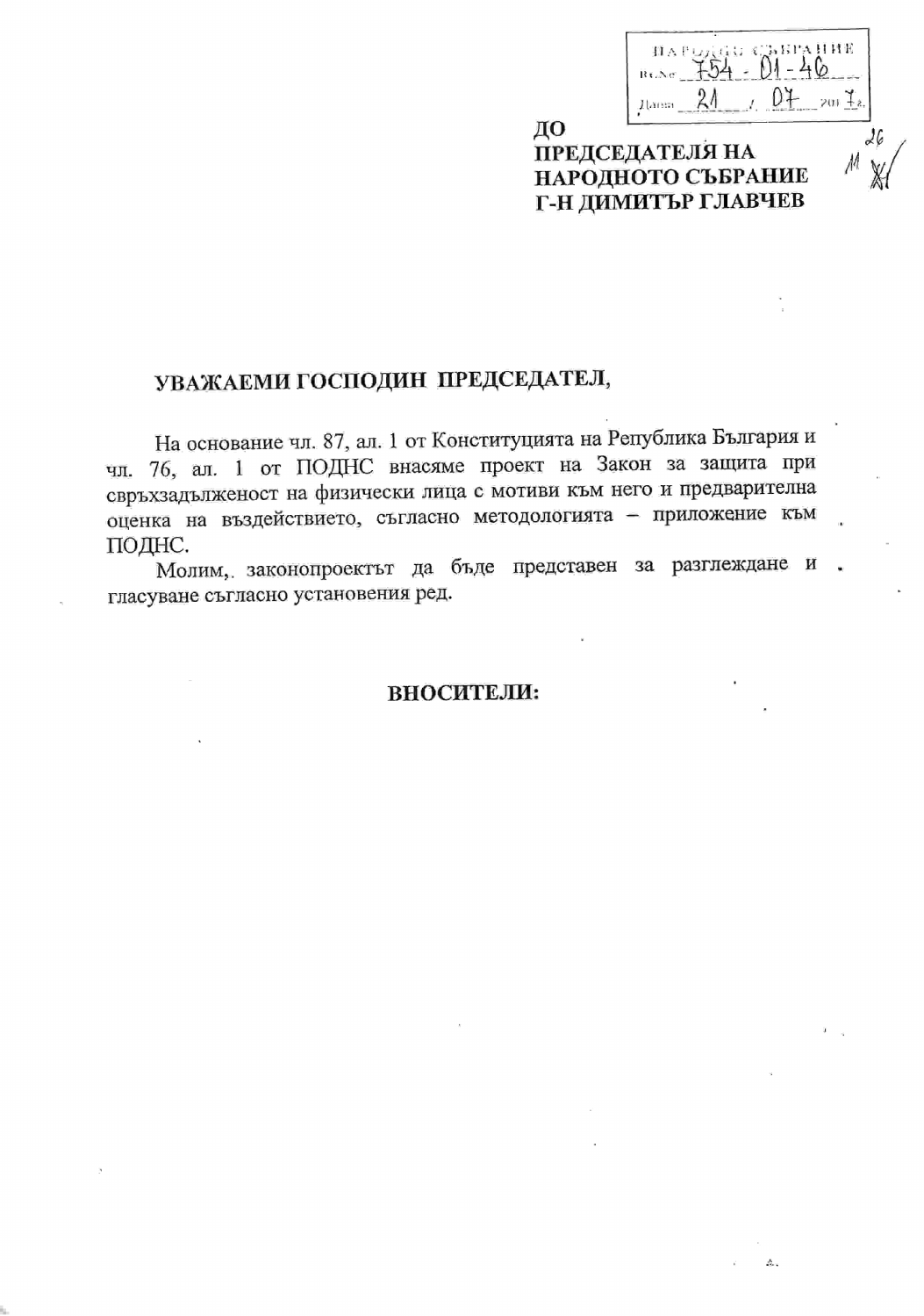НАРОДНО СЪБРАНИЕ
Вх.№ 754-01-46
Дата 21 / 07 / 2017 г.

**ДО**
**ПРЕДСЕДАТЕЛЯ НА**
**НАРОДНОТО СЪБРАНИЕ**
**Г-Н ДИМИТЪР ГЛАВЧЕВ**

**УВАЖАЕМИ ГОСПОДИН ПРЕДСЕДАТЕЛ,**

На основание чл. 87, ал. 1 от Конституцията на Република България и чл. 76, ал. 1 от ПОДНС внасяме проект на Закон за защита при свръхзадълженост на физически лица с мотиви към него и предварителна оценка на въздействието, съгласно методологията – приложение към ПОДНС.

Молим, законопроектът да бъде представен за разглеждане и гласуване съгласно установения ред.

**ВНОСИТЕЛИ:**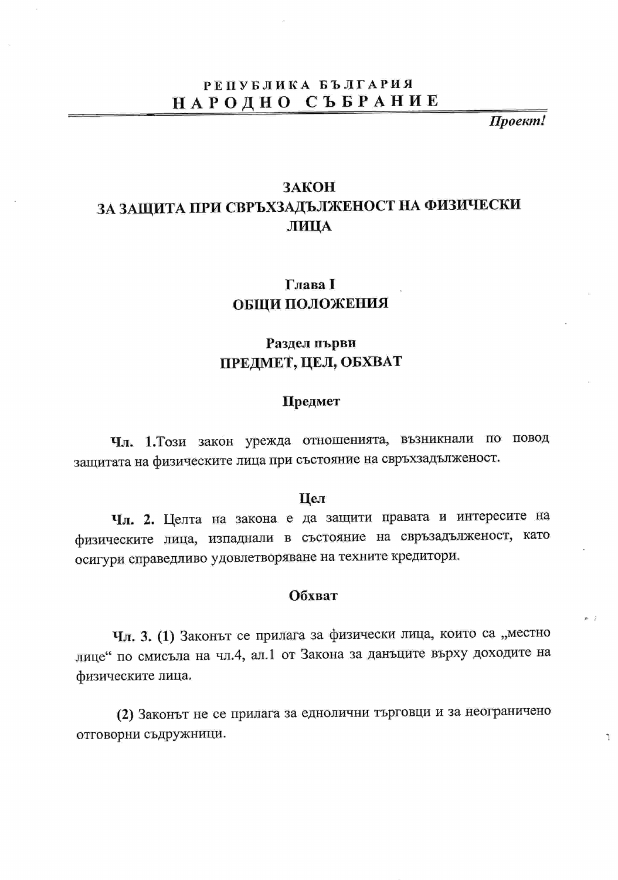**РЕПУБЛИКА БЪЛГАРИЯ**
**НАРОДНО СЪБРАНИЕ**

*Проект!*

# ЗАКОН ЗА ЗАЩИТА ПРИ СВРЪХЗАДЪЛЖЕНОСТ НА ФИЗИЧЕСКИ ЛИЦА

## Глава I
## ОБЩИ ПОЛОЖЕНИЯ

### Раздел първи
### ПРЕДМЕТ, ЦЕЛ, ОБХВАТ

#### Предмет

**Чл. 1.**Този закон урежда отношенията, възникнали по повод защитата на физическите лица при състояние на свръхзадълженост.

#### Цел

**Чл. 2.** Целта на закона е да защити правата и интересите на физическите лица, изпаднали в състояние на свръзадълженост, като осигури справедливо удовлетворяване на техните кредитори.

#### Обхват

**Чл. 3. (1)** Законът се прилага за физически лица, които са „местно лице" по смисъла на чл.4, ал.1 от Закона за данъците върху доходите на физическите лица.

**(2)** Законът не се прилага за еднолични търговци и за неограничено отговорни съдружници.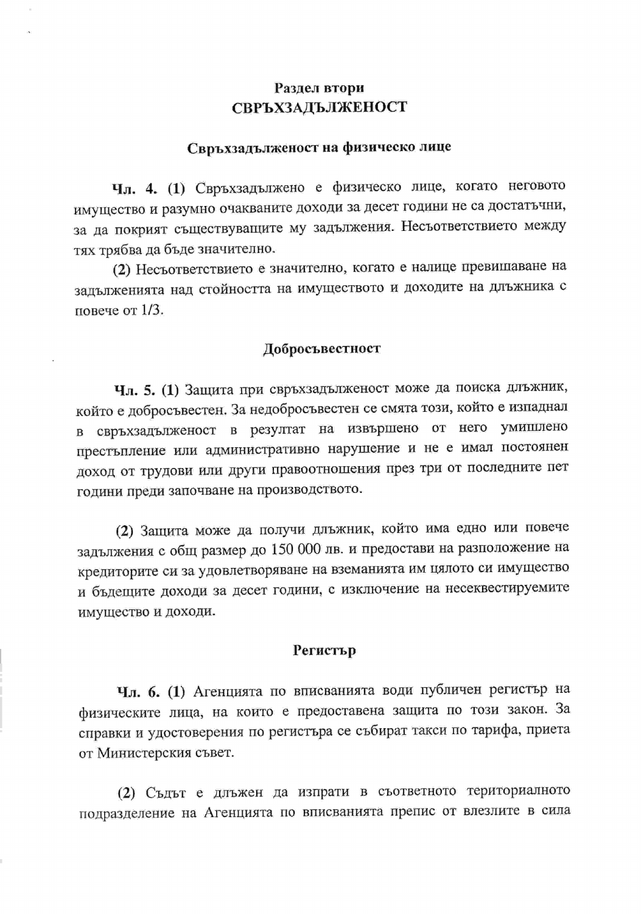## Раздел втори
## СВРЪХЗАДЪЛЖЕНОСТ

### Свръхзадълженост на физическо лице

**Чл. 4. (1)** Свръхзадължено е физическо лице, когато неговото имущество и разумно очакваните доходи за десет години не са достатъчни, за да покрият съществуващите му задължения. Несъответствието между тях трябва да бъде значително.

**(2)** Несъответствието е значително, когато е налице превишаване на задълженията над стойността на имуществото и доходите на длъжника с повече от 1/3.

### Добросъвестност

**Чл. 5. (1)** Защита при свръхзадълженост може да поиска длъжник, който е добросъвестен. За недобросъвестен се смята този, който е изпаднал в свръхзадълженост в резултат на извършено от него умишлено престъпление или административно нарушение и не е имал постоянен доход от трудови или други правоотношения през три от последните пет години преди започване на производството.

**(2)** Защита може да получи длъжник, който има едно или повече задължения с общ размер до 150 000 лв. и предостави на разположение на кредиторите си за удовлетворяване на вземанията им цялото си имущество и бъдещите доходи за десет години, с изключение на несеквестируемите имущество и доходи.

### Регистър

**Чл. 6. (1)** Агенцията по вписванията води публичен регистър на физическите лица, на които е предоставена защита по този закон. За справки и удостоверения по регистъра се събират такси по тарифа, приета от Министерския съвет.

**(2)** Съдът е длъжен да изпрати в съответното териториалното подразделение на Агенцията по вписванията препис от влезлите в сила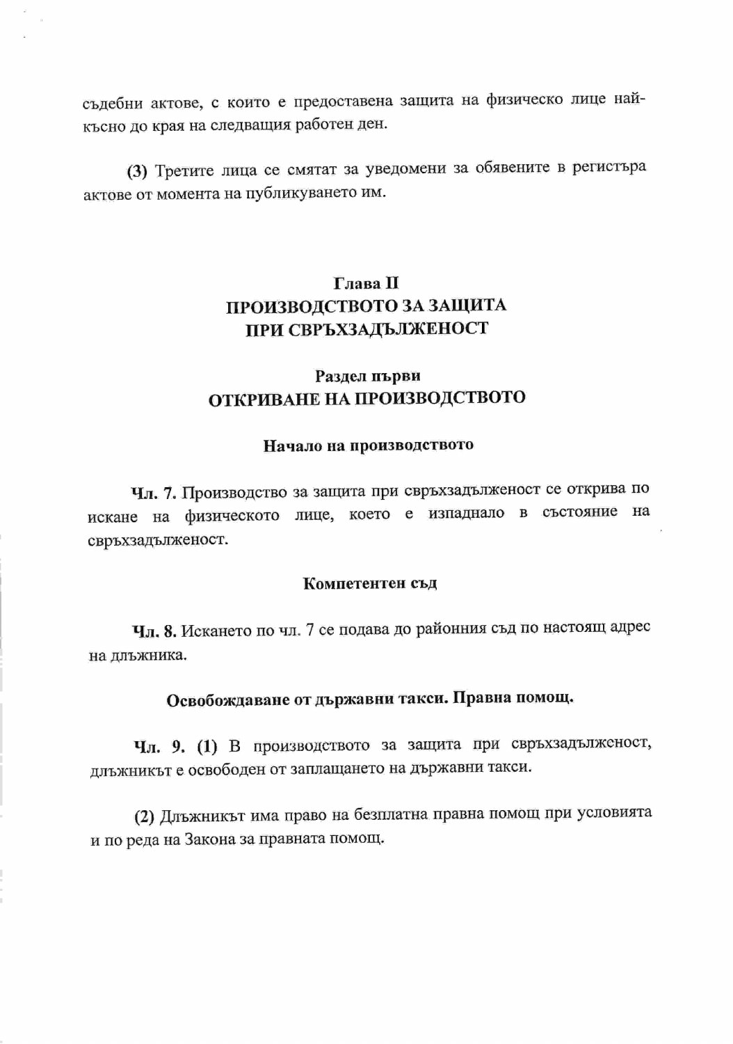съдебни актове, с които е предоставена защита на физическо лице най-късно до края на следващия работен ден.

**(3)** Третите лица се смятат за уведомени за обявените в регистъра актове от момента на публикуването им.

## Глава II
## ПРОИЗВОДСТВОТО ЗА ЗАЩИТА ПРИ СВРЪХЗАДЪЛЖЕНОСТ

### Раздел първи
### ОТКРИВАНЕ НА ПРОИЗВОДСТВОТО

#### Начало на производството

**Чл. 7.** Производство за защита при свръхзадълженост се открива по искане на физическото лице, което е изпаднало в състояние на свръхзадълженост.

#### Компетентен съд

**Чл. 8.** Искането по чл. 7 се подава до районния съд по настоящ адрес на длъжника.

#### Освобождаване от държавни такси. Правна помощ.

**Чл. 9. (1)** В производството за защита при свръхзадълженост, длъжникът е освободен от заплащането на държавни такси.

**(2)** Длъжникът има право на безплатна правна помощ при условията и по реда на Закона за правната помощ.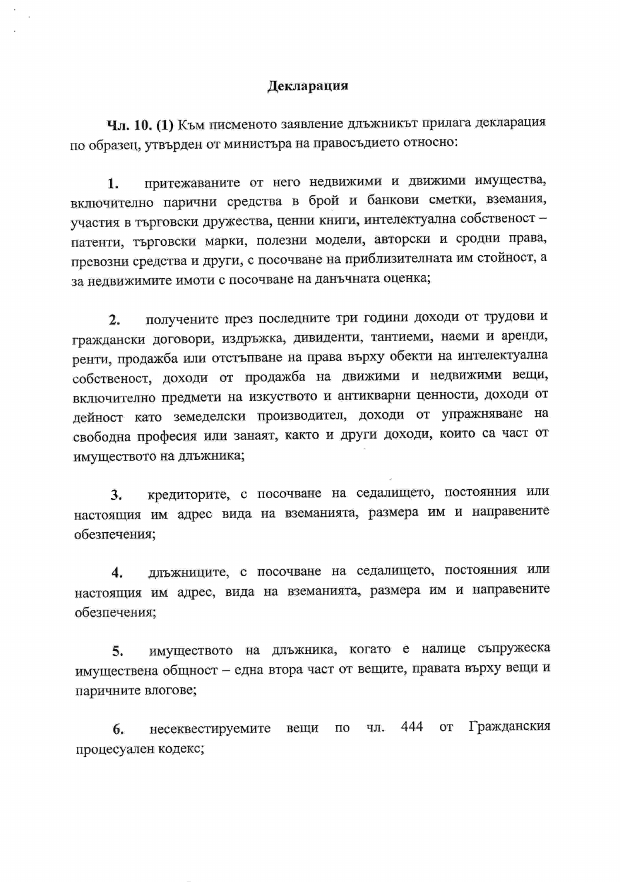## Декларация

**Чл. 10. (1)** Към писменото заявление длъжникът прилага декларация по образец, утвърден от министъра на правосъдието относно:

1. притежаваните от него недвижими и движими имущества, включително парични средства в брой и банкови сметки, вземания, участия в търговски дружества, ценни книги, интелектуална собственост – патенти, търговски марки, полезни модели, авторски и сродни права, превозни средства и други, с посочване на приблизителната им стойност, а за недвижимите имоти с посочване на данъчната оценка;

2. получените през последните три години доходи от трудови и граждански договори, издръжка, дивиденти, тантиеми, наеми и аренди, ренти, продажба или отстъпване на права върху обекти на интелектуална собственост, доходи от продажба на движими и недвижими вещи, включително предмети на изкуството и антикварни ценности, доходи от дейност като земеделски производител, доходи от упражняване на свободна професия или занаят, както и други доходи, които са част от имуществото на длъжника;

3. кредиторите, с посочване на седалището, постоянния или настоящия им адрес вида на вземанията, размера им и направените обезпечения;

4. длъжниците, с посочване на седалището, постоянния или настоящия им адрес, вида на вземанията, размера им и направените обезпечения;

5. имуществото на длъжника, когато е налице съпружеска имуществена общност – една втора част от вещите, правата върху вещи и паричните влогове;

6. несеквестируемите вещи по чл. 444 от Гражданския процесуален кодекс;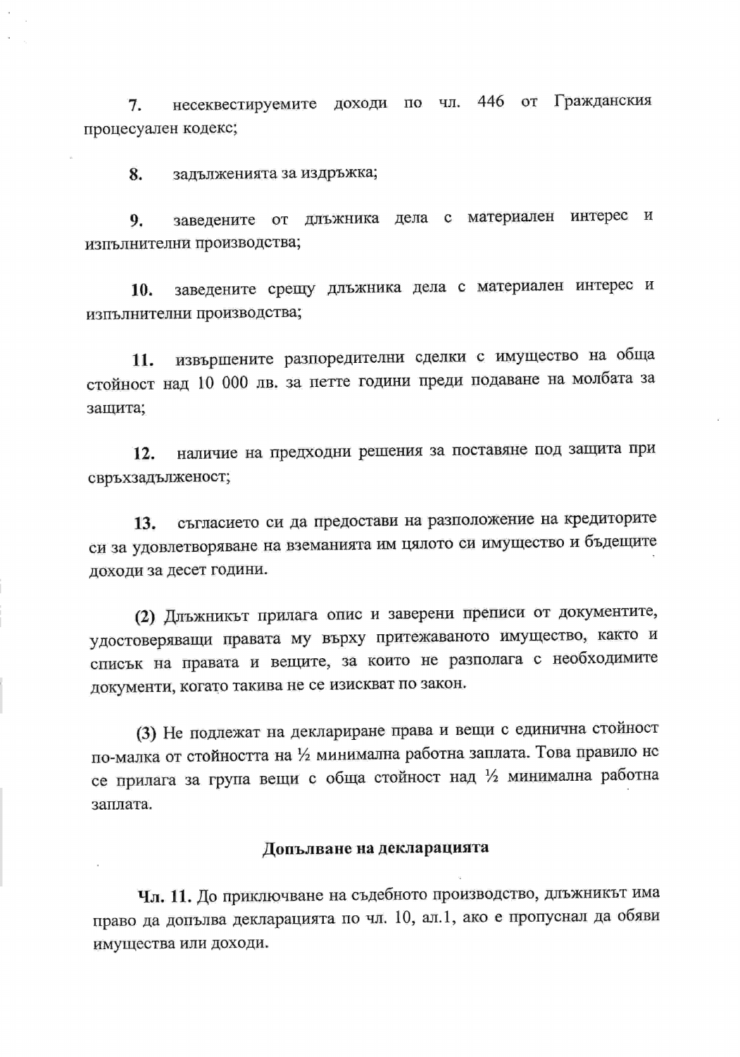7. несеквестируемите доходи по чл. 446 от Гражданския процесуален кодекс;

8. задълженията за издръжка;

9. заведените от длъжника дела с материален интерес и изпълнителни производства;

10. заведените срещу длъжника дела с материален интерес и изпълнителни производства;

11. извършените разпоредителни сделки с имущество на обща стойност над 10 000 лв. за петте години преди подаване на молбата за защита;

12. наличие на предходни решения за поставяне под защита при свръхзадълженост;

13. съгласието си да предостави на разположение на кредиторите си за удовлетворяване на вземанията им цялото си имущество и бъдещите доходи за десет години.

**(2)** Длъжникът прилага опис и заверени преписи от документите, удостоверяващи правата му върху притежаваното имущество, както и списък на правата и вещите, за които не разполага с необходимите документи, когато такива не се изискват по закон.

**(3)** Не подлежат на деклариране права и вещи с единична стойност по-малка от стойността на ½ минимална работна заплата. Това правило не се прилага за група вещи с обща стойност над ½ минимална работна заплата.

**Допълване на декларацията**

**Чл. 11.** До приключване на съдебното производство, длъжникът има право да допълва декларацията по чл. 10, ал.1, ако е пропуснал да обяви имущества или доходи.